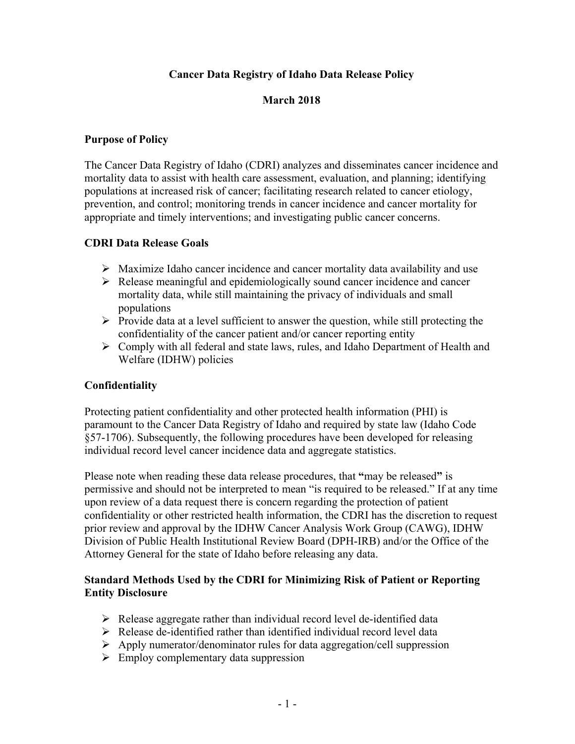# Cancer Data Registry of Idaho Data Release Policy

**March 2018**

## Purpose of Policy

The Cancer Data Registry of Idaho (CDRI) analyzes and disseminates cancer incidence and mortality data to assist with health care assessment, evaluation, and planning; identifying populations at increased risk of cancer; facilitating research related to cancer etiology, prevention, and control; monitoring trends in cancer incidence and cancer mortality for appropriate and timely interventions; and investigating public cancer concerns.

## CDRI Data Release Goals

- Maximize Idaho cancer incidence and cancer mortality data availability and use
- Release meaningful and epidemiologically sound cancer incidence and cancer mortality data, while still maintaining the privacy of individuals and small populations
- Provide data at a level sufficient to answer the question, while still protecting the confidentiality of the cancer patient and/or cancer reporting entity
- Comply with all federal and state laws, rules, and Idaho Department of Health and Welfare (IDHW) policies

## Confidentiality

Protecting patient confidentiality and other protected health information (PHI) is paramount to the Cancer Data Registry of Idaho and required by state law (Idaho Code §57-1706). Subsequently, the following procedures have been developed for releasing individual record level cancer incidence data and aggregate statistics.

Please note when reading these data release procedures, that **"**may be released**"** is permissive and should not be interpreted to mean "is required to be released." If at any time upon review of a data request there is concern regarding the protection of patient confidentiality or other restricted health information, the CDRI has the discretion to request prior review and approval by the IDHW Cancer Analysis Work Group (CAWG), IDHW Division of Public Health Institutional Review Board (DPH-IRB) and/or the Office of the Attorney General for the state of Idaho before releasing any data.

## Standard Methods Used by the CDRI for Minimizing Risk of Patient or Reporting Entity Disclosure

- Release aggregate rather than individual record level de-identified data
- Release de-identified rather than identified individual record level data
- Apply numerator/denominator rules for data aggregation/cell suppression
- Employ complementary data suppression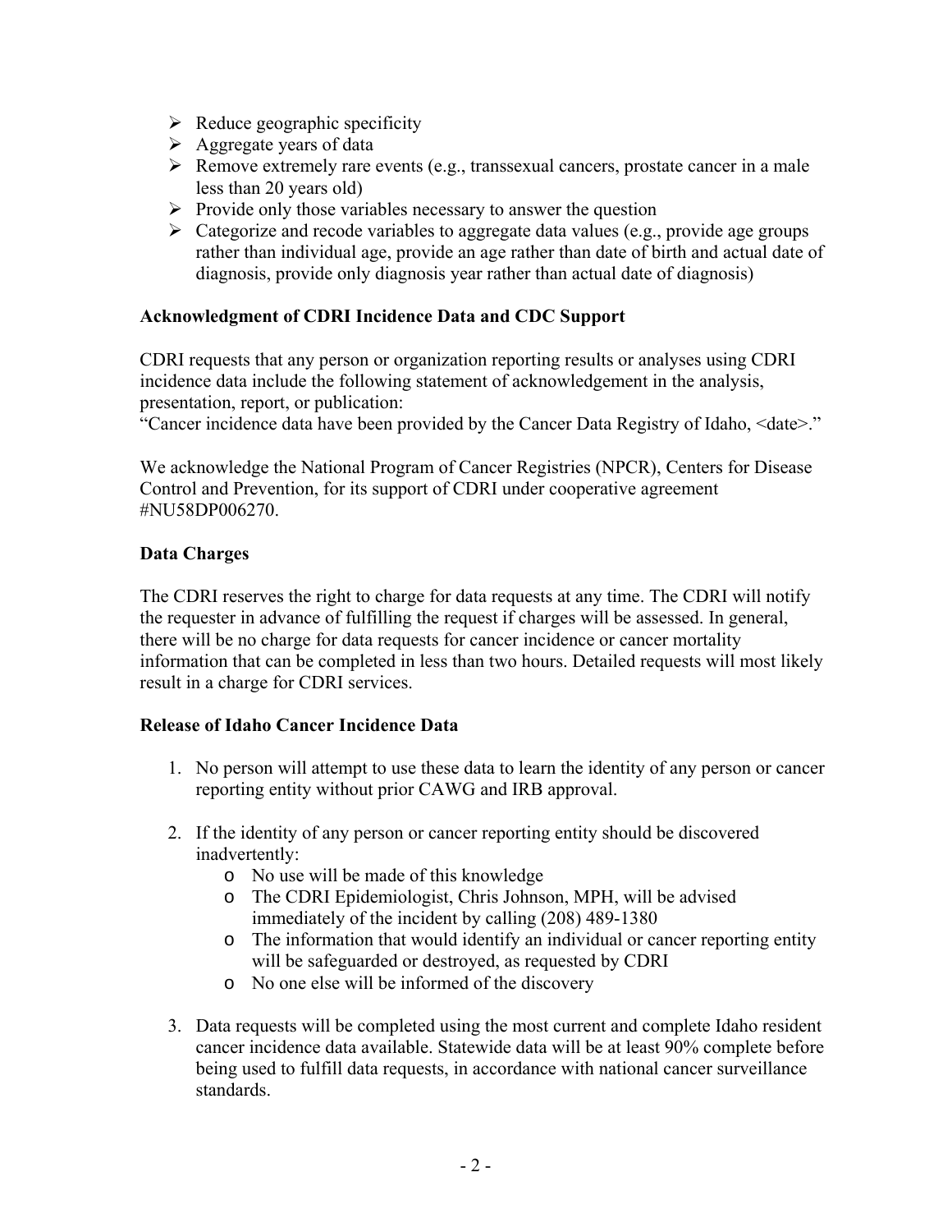- Reduce geographic specificity
- Aggregate years of data
- Remove extremely rare events (e.g., transsexual cancers, prostate cancer in a male less than 20 years old)
- Provide only those variables necessary to answer the question
- Categorize and recode variables to aggregate data values (e.g., provide age groups rather than individual age, provide an age rather than date of birth and actual date of diagnosis, provide only diagnosis year rather than actual date of diagnosis)

**Acknowledgment of CDRI Incidence Data and CDC Support**

CDRI requests that any person or organization reporting results or analyses using CDRI incidence data include the following statement of acknowledgement in the analysis, presentation, report, or publication:
"Cancer incidence data have been provided by the Cancer Data Registry of Idaho, <date>."

We acknowledge the National Program of Cancer Registries (NPCR), Centers for Disease Control and Prevention, for its support of CDRI under cooperative agreement #NU58DP006270.

**Data Charges**

The CDRI reserves the right to charge for data requests at any time. The CDRI will notify the requester in advance of fulfilling the request if charges will be assessed. In general, there will be no charge for data requests for cancer incidence or cancer mortality information that can be completed in less than two hours. Detailed requests will most likely result in a charge for CDRI services.

**Release of Idaho Cancer Incidence Data**

1. No person will attempt to use these data to learn the identity of any person or cancer reporting entity without prior CAWG and IRB approval.

2. If the identity of any person or cancer reporting entity should be discovered inadvertently:
   - No use will be made of this knowledge
   - The CDRI Epidemiologist, Chris Johnson, MPH, will be advised immediately of the incident by calling (208) 489-1380
   - The information that would identify an individual or cancer reporting entity will be safeguarded or destroyed, as requested by CDRI
   - No one else will be informed of the discovery

3. Data requests will be completed using the most current and complete Idaho resident cancer incidence data available. Statewide data will be at least 90% complete before being used to fulfill data requests, in accordance with national cancer surveillance standards.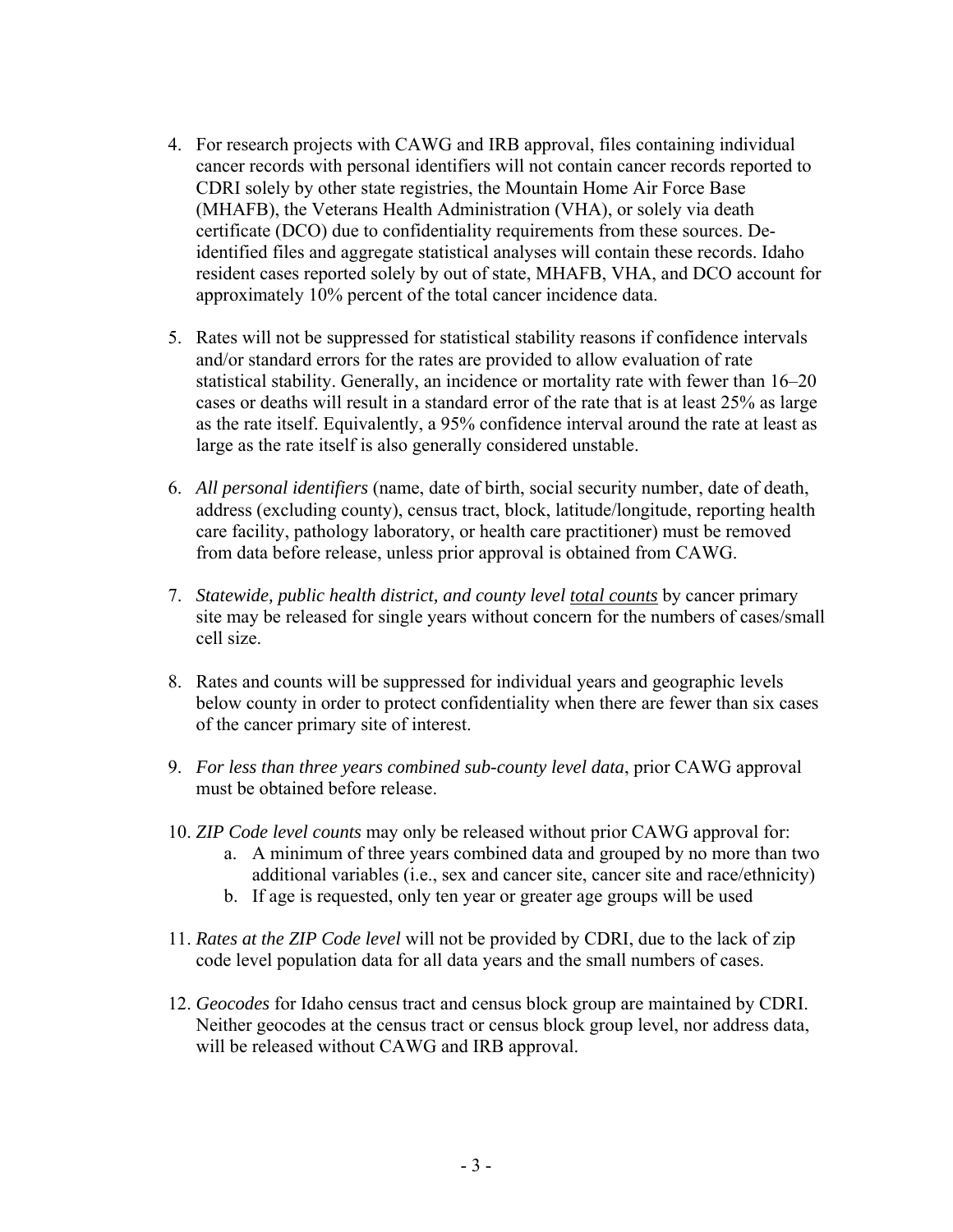4. For research projects with CAWG and IRB approval, files containing individual cancer records with personal identifiers will not contain cancer records reported to CDRI solely by other state registries, the Mountain Home Air Force Base (MHAFB), the Veterans Health Administration (VHA), or solely via death certificate (DCO) due to confidentiality requirements from these sources. De-identified files and aggregate statistical analyses will contain these records. Idaho resident cases reported solely by out of state, MHAFB, VHA, and DCO account for approximately 10% percent of the total cancer incidence data.

5. Rates will not be suppressed for statistical stability reasons if confidence intervals and/or standard errors for the rates are provided to allow evaluation of rate statistical stability. Generally, an incidence or mortality rate with fewer than 16–20 cases or deaths will result in a standard error of the rate that is at least 25% as large as the rate itself. Equivalently, a 95% confidence interval around the rate at least as large as the rate itself is also generally considered unstable.

6. *All personal identifiers* (name, date of birth, social security number, date of death, address (excluding county), census tract, block, latitude/longitude, reporting health care facility, pathology laboratory, or health care practitioner) must be removed from data before release, unless prior approval is obtained from CAWG.

7. *Statewide, public health district, and county level <u>total counts</u>* by cancer primary site may be released for single years without concern for the numbers of cases/small cell size.

8. Rates and counts will be suppressed for individual years and geographic levels below county in order to protect confidentiality when there are fewer than six cases of the cancer primary site of interest.

9. *For less than three years combined sub-county level data*, prior CAWG approval must be obtained before release.

10. *ZIP Code level counts* may only be released without prior CAWG approval for:
    a. A minimum of three years combined data and grouped by no more than two additional variables (i.e., sex and cancer site, cancer site and race/ethnicity)
    b. If age is requested, only ten year or greater age groups will be used

11. *Rates at the ZIP Code level* will not be provided by CDRI, due to the lack of zip code level population data for all data years and the small numbers of cases.

12. *Geocodes* for Idaho census tract and census block group are maintained by CDRI. Neither geocodes at the census tract or census block group level, nor address data, will be released without CAWG and IRB approval.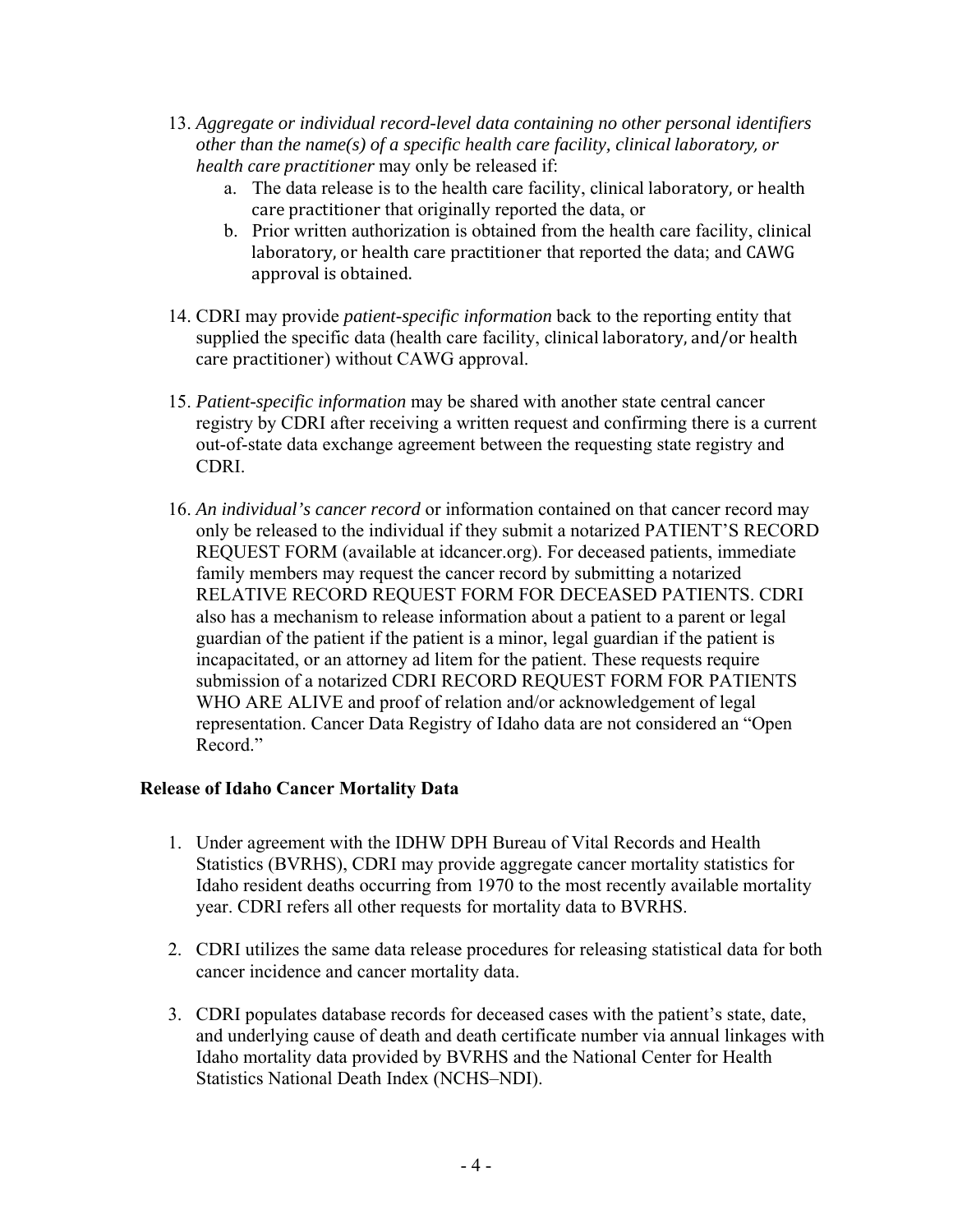13. *Aggregate or individual record-level data containing no other personal identifiers other than the name(s) of a specific health care facility, clinical laboratory, or health care practitioner* may only be released if:
    a. The data release is to the health care facility, clinical laboratory, or health care practitioner that originally reported the data, or
    b. Prior written authorization is obtained from the health care facility, clinical laboratory, or health care practitioner that reported the data; and CAWG approval is obtained.

14. CDRI may provide *patient-specific information* back to the reporting entity that supplied the specific data (health care facility, clinical laboratory, and/or health care practitioner) without CAWG approval.

15. *Patient-specific information* may be shared with another state central cancer registry by CDRI after receiving a written request and confirming there is a current out-of-state data exchange agreement between the requesting state registry and CDRI.

16. *An individual's cancer record* or information contained on that cancer record may only be released to the individual if they submit a notarized PATIENT'S RECORD REQUEST FORM (available at idcancer.org). For deceased patients, immediate family members may request the cancer record by submitting a notarized RELATIVE RECORD REQUEST FORM FOR DECEASED PATIENTS. CDRI also has a mechanism to release information about a patient to a parent or legal guardian of the patient if the patient is a minor, legal guardian if the patient is incapacitated, or an attorney ad litem for the patient. These requests require submission of a notarized CDRI RECORD REQUEST FORM FOR PATIENTS WHO ARE ALIVE and proof of relation and/or acknowledgement of legal representation. Cancer Data Registry of Idaho data are not considered an "Open Record."

**Release of Idaho Cancer Mortality Data**

1. Under agreement with the IDHW DPH Bureau of Vital Records and Health Statistics (BVRHS), CDRI may provide aggregate cancer mortality statistics for Idaho resident deaths occurring from 1970 to the most recently available mortality year. CDRI refers all other requests for mortality data to BVRHS.

2. CDRI utilizes the same data release procedures for releasing statistical data for both cancer incidence and cancer mortality data.

3. CDRI populates database records for deceased cases with the patient's state, date, and underlying cause of death and death certificate number via annual linkages with Idaho mortality data provided by BVRHS and the National Center for Health Statistics National Death Index (NCHS–NDI).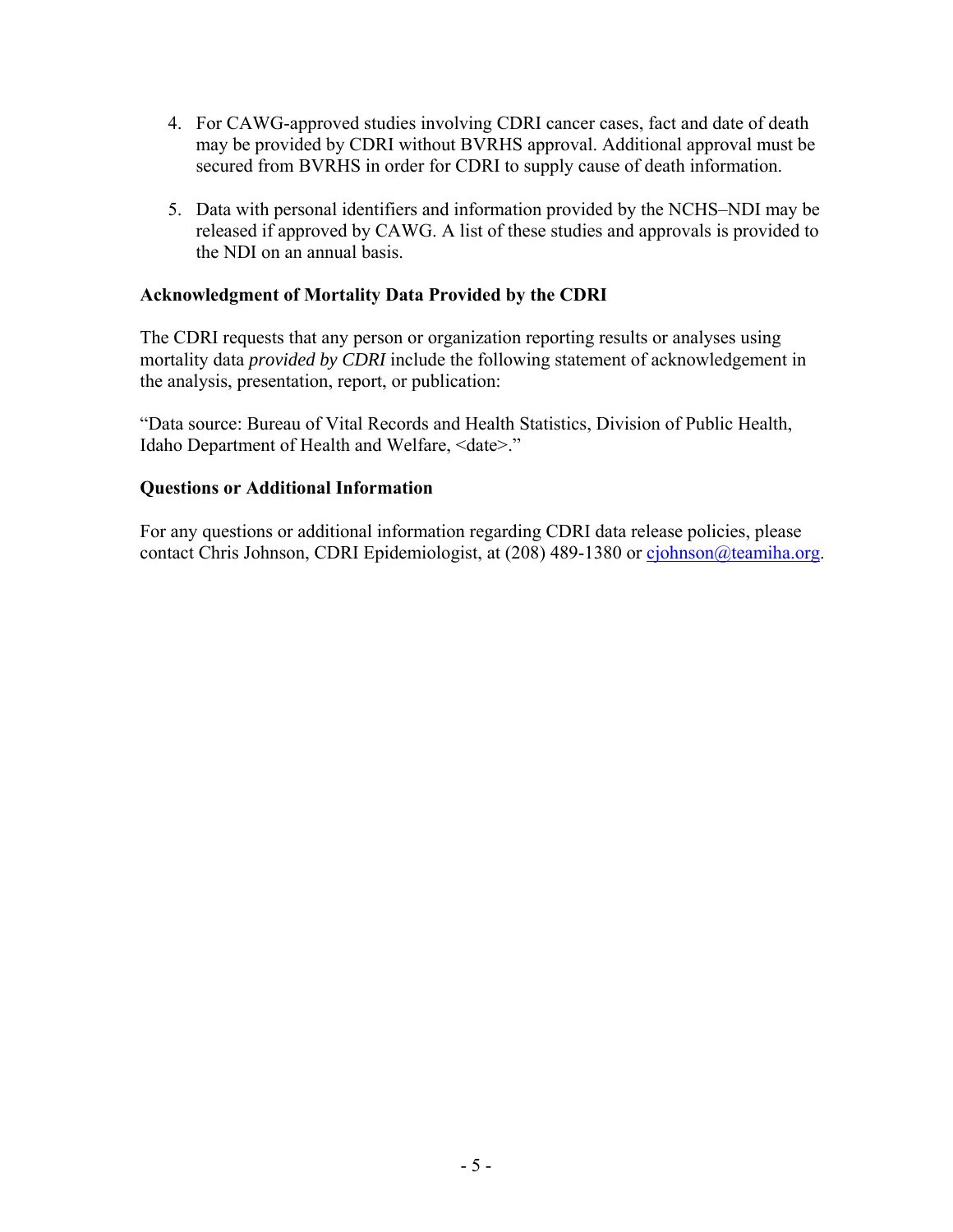4. For CAWG-approved studies involving CDRI cancer cases, fact and date of death may be provided by CDRI without BVRHS approval. Additional approval must be secured from BVRHS in order for CDRI to supply cause of death information.

5. Data with personal identifiers and information provided by the NCHS–NDI may be released if approved by CAWG. A list of these studies and approvals is provided to the NDI on an annual basis.

**Acknowledgment of Mortality Data Provided by the CDRI**

The CDRI requests that any person or organization reporting results or analyses using mortality data *provided by CDRI* include the following statement of acknowledgement in the analysis, presentation, report, or publication:

"Data source: Bureau of Vital Records and Health Statistics, Division of Public Health, Idaho Department of Health and Welfare, <date>."

**Questions or Additional Information**

For any questions or additional information regarding CDRI data release policies, please contact Chris Johnson, CDRI Epidemiologist, at (208) 489-1380 or cjohnson@teamiha.org.